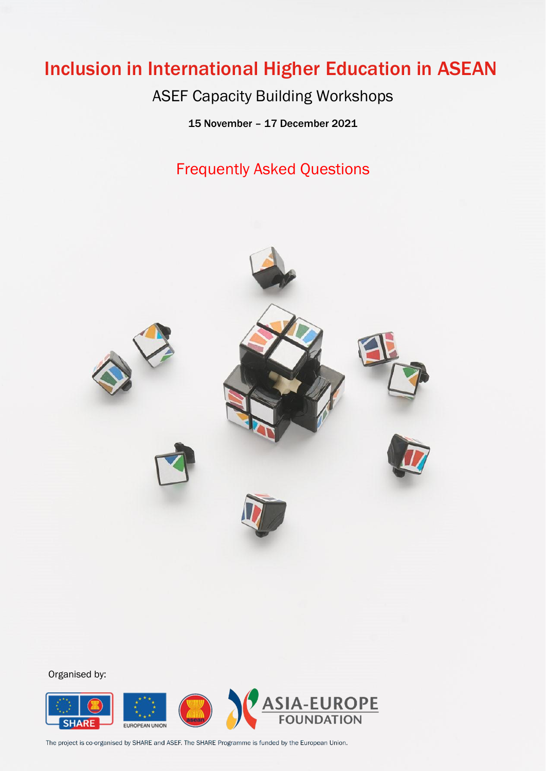# Inclusion in International Higher Education in ASEAN

## ASEF Capacity Building Workshops

**15 November – 17 December 2021**

## Frequently Asked Questions

Organised by:

The project is co-organised by SHARE and ASEF. The SHARE Programme is funded by the European Union.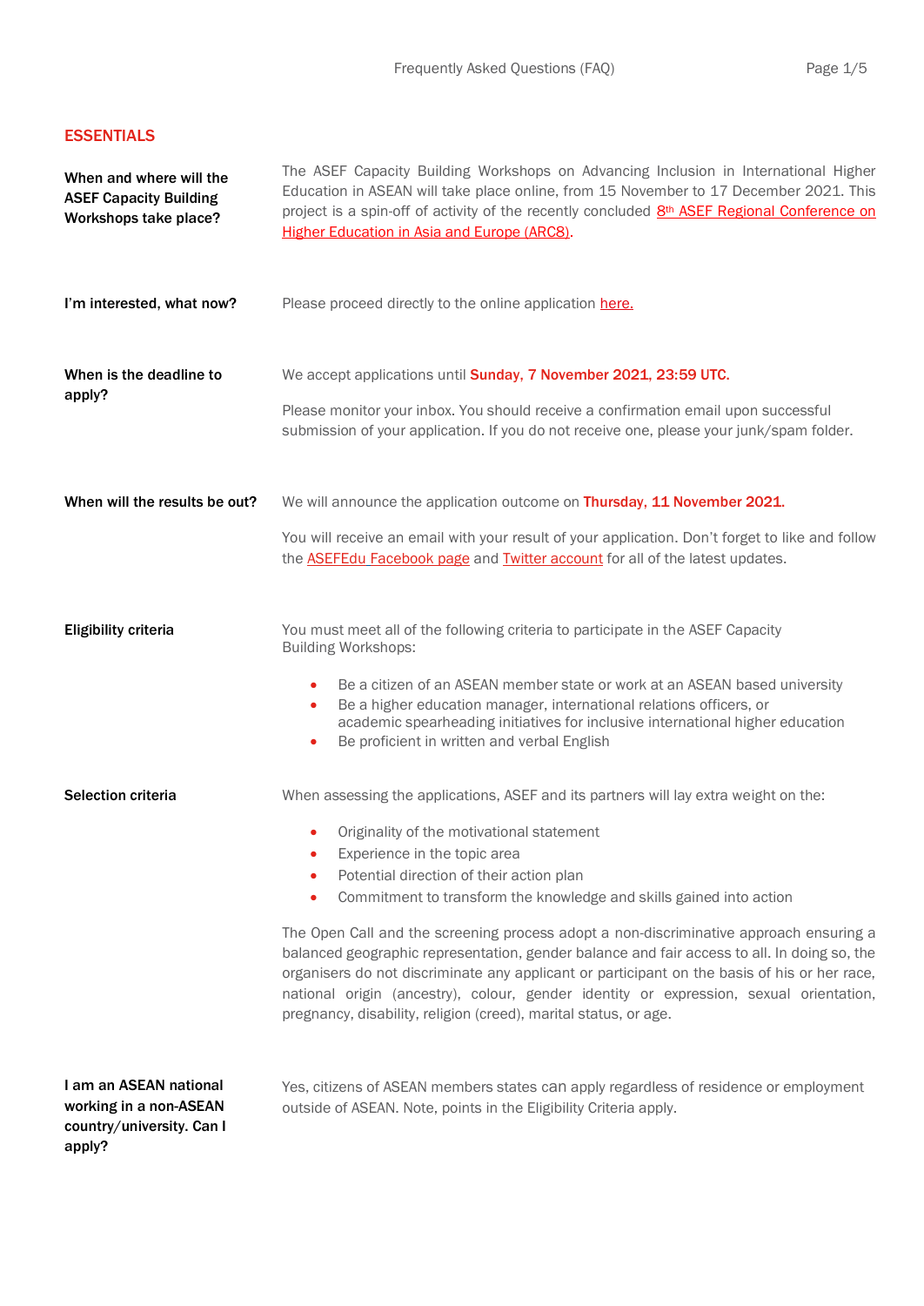## ESSENTIALS

**When and where will the ASEF Capacity Building Workshops take place?**

The ASEF Capacity Building Workshops on Advancing Inclusion in International Higher Education in ASEAN will take place online, from 15 November to 17 December 2021. This project is a spin-off of activity of the recently concluded [8th ASEF Regional Conference on Higher Education in Asia and Europe (ARC8)](#).

**I'm interested, what now?**

Please proceed directly to the online application [here.](#)

**When is the deadline to apply?**

We accept applications until **Sunday, 7 November 2021, 23:59 UTC.**

Please monitor your inbox. You should receive a confirmation email upon successful submission of your application. If you do not receive one, please your junk/spam folder.

**When will the results be out?**

We will announce the application outcome on **Thursday, 11 November 2021.**

You will receive an email with your result of your application. Don't forget to like and follow the [ASEFEdu Facebook page](#) and [Twitter account](#) for all of the latest updates.

**Eligibility criteria**

You must meet all of the following criteria to participate in the ASEF Capacity Building Workshops:

- Be a citizen of an ASEAN member state or work at an ASEAN based university
- Be a higher education manager, international relations officers, or academic spearheading initiatives for inclusive international higher education
- Be proficient in written and verbal English

**Selection criteria**

When assessing the applications, ASEF and its partners will lay extra weight on the:

- Originality of the motivational statement
- Experience in the topic area
- Potential direction of their action plan
- Commitment to transform the knowledge and skills gained into action

The Open Call and the screening process adopt a non-discriminative approach ensuring a balanced geographic representation, gender balance and fair access to all. In doing so, the organisers do not discriminate any applicant or participant on the basis of his or her race, national origin (ancestry), colour, gender identity or expression, sexual orientation, pregnancy, disability, religion (creed), marital status, or age.

**I am an ASEAN national working in a non-ASEAN country/university. Can I apply?**

Yes, citizens of ASEAN members states can apply regardless of residence or employment outside of ASEAN. Note, points in the Eligibility Criteria apply.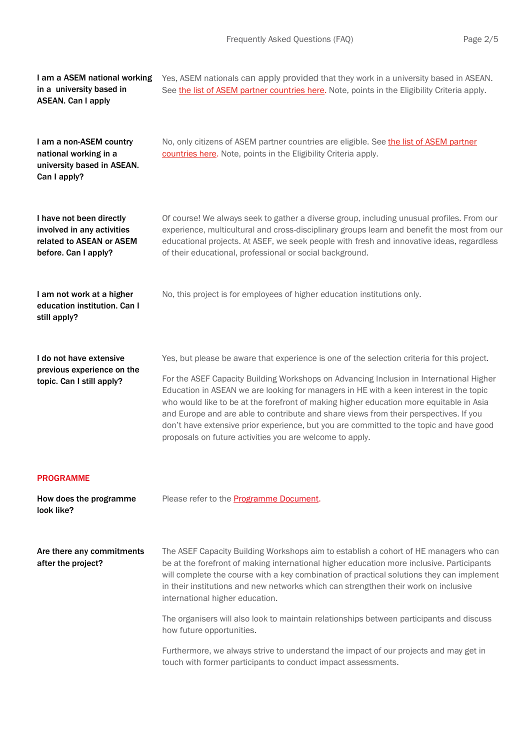**I am a ASEM national working in a university based in ASEAN. Can I apply**

Yes, ASEM nationals can apply provided that they work in a university based in ASEAN. See [the list of ASEM partner countries here](). Note, points in the Eligibility Criteria apply.

**I am a non-ASEM country national working in a university based in ASEAN. Can I apply?**

No, only citizens of ASEM partner countries are eligible. See [the list of ASEM partner countries here](). Note, points in the Eligibility Criteria apply.

**I have not been directly involved in any activities related to ASEAN or ASEM before. Can I apply?**

Of course! We always seek to gather a diverse group, including unusual profiles. From our experience, multicultural and cross-disciplinary groups learn and benefit the most from our educational projects. At ASEF, we seek people with fresh and innovative ideas, regardless of their educational, professional or social background.

**I am not work at a higher education institution. Can I still apply?**

No, this project is for employees of higher education institutions only.

**I do not have extensive previous experience on the topic. Can I still apply?**

Yes, but please be aware that experience is one of the selection criteria for this project.

For the ASEF Capacity Building Workshops on Advancing Inclusion in International Higher Education in ASEAN we are looking for managers in HE with a keen interest in the topic who would like to be at the forefront of making higher education more equitable in Asia and Europe and are able to contribute and share views from their perspectives. If you don't have extensive prior experience, but you are committed to the topic and have good proposals on future activities you are welcome to apply.

## PROGRAMME

**How does the programme look like?**

Please refer to the [Programme Document]().

**Are there any commitments after the project?**

The ASEF Capacity Building Workshops aim to establish a cohort of HE managers who can be at the forefront of making international higher education more inclusive. Participants will complete the course with a key combination of practical solutions they can implement in their institutions and new networks which can strengthen their work on inclusive international higher education.

The organisers will also look to maintain relationships between participants and discuss how future opportunities.

Furthermore, we always strive to understand the impact of our projects and may get in touch with former participants to conduct impact assessments.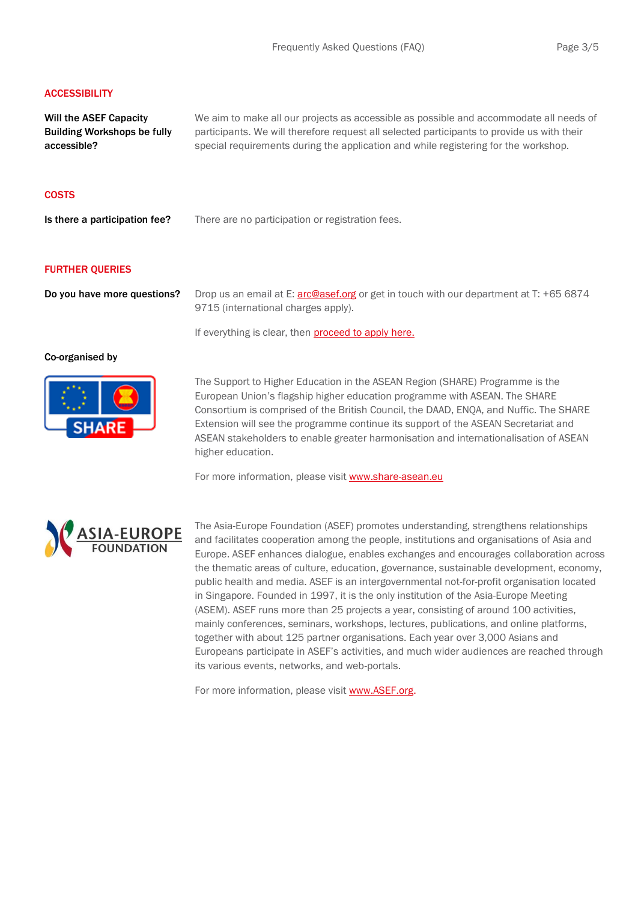## ACCESSIBILITY

**Will the ASEF Capacity Building Workshops be fully accessible?**

We aim to make all our projects as accessible as possible and accommodate all needs of participants. We will therefore request all selected participants to provide us with their special requirements during the application and while registering for the workshop.

## COSTS

**Is there a participation fee?**

There are no participation or registration fees.

## FURTHER QUERIES

**Do you have more questions?**

Drop us an email at E: arc@asef.org or get in touch with our department at T: +65 6874 9715 (international charges apply).

If everything is clear, then proceed to apply here.

**Co-organised by**

The Support to Higher Education in the ASEAN Region (SHARE) Programme is the European Union's flagship higher education programme with ASEAN. The SHARE Consortium is comprised of the British Council, the DAAD, ENQA, and Nuffic. The SHARE Extension will see the programme continue its support of the ASEAN Secretariat and ASEAN stakeholders to enable greater harmonisation and internationalisation of ASEAN higher education.

For more information, please visit www.share-asean.eu

The Asia-Europe Foundation (ASEF) promotes understanding, strengthens relationships and facilitates cooperation among the people, institutions and organisations of Asia and Europe. ASEF enhances dialogue, enables exchanges and encourages collaboration across the thematic areas of culture, education, governance, sustainable development, economy, public health and media. ASEF is an intergovernmental not-for-profit organisation located in Singapore. Founded in 1997, it is the only institution of the Asia-Europe Meeting (ASEM). ASEF runs more than 25 projects a year, consisting of around 100 activities, mainly conferences, seminars, workshops, lectures, publications, and online platforms, together with about 125 partner organisations. Each year over 3,000 Asians and Europeans participate in ASEF's activities, and much wider audiences are reached through its various events, networks, and web-portals.

For more information, please visit www.ASEF.org.